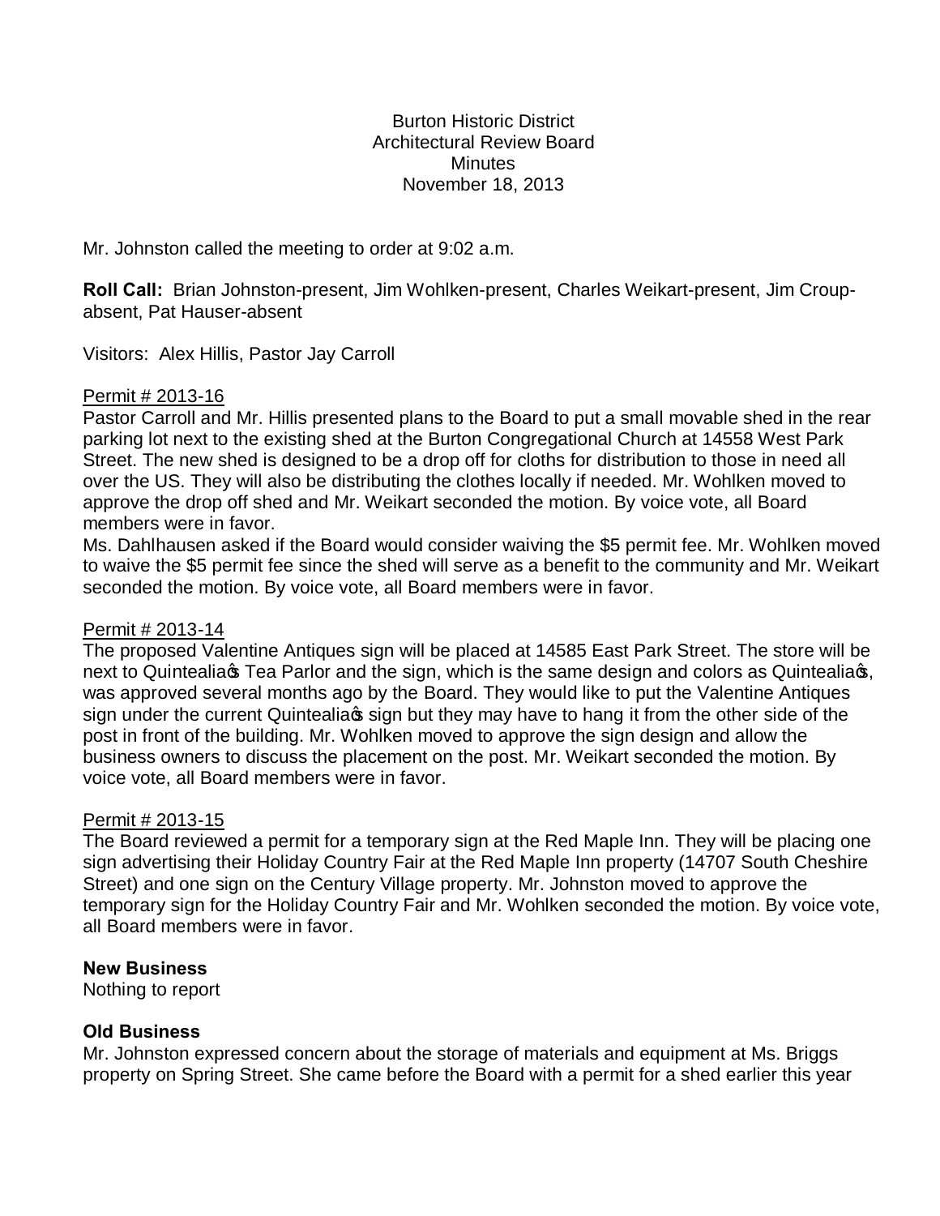Burton Historic District
Architectural Review Board
Minutes
November 18, 2013

Mr. Johnston called the meeting to order at 9:02 a.m.

**Roll Call:** Brian Johnston-present, Jim Wohlken-present, Charles Weikart-present, Jim Croup-absent, Pat Hauser-absent

Visitors: Alex Hillis, Pastor Jay Carroll

Permit # 2013-16

Pastor Carroll and Mr. Hillis presented plans to the Board to put a small movable shed in the rear parking lot next to the existing shed at the Burton Congregational Church at 14558 West Park Street. The new shed is designed to be a drop off for cloths for distribution to those in need all over the US. They will also be distributing the clothes locally if needed. Mr. Wohlken moved to approve the drop off shed and Mr. Weikart seconded the motion. By voice vote, all Board members were in favor.

Ms. Dahlhausen asked if the Board would consider waiving the $5 permit fee. Mr. Wohlken moved to waive the $5 permit fee since the shed will serve as a benefit to the community and Mr. Weikart seconded the motion. By voice vote, all Board members were in favor.

Permit # 2013-14

The proposed Valentine Antiques sign will be placed at 14585 East Park Street. The store will be next to Quintealia's Tea Parlor and the sign, which is the same design and colors as Quintealia's, was approved several months ago by the Board. They would like to put the Valentine Antiques sign under the current Quintealia's sign but they may have to hang it from the other side of the post in front of the building. Mr. Wohlken moved to approve the sign design and allow the business owners to discuss the placement on the post. Mr. Weikart seconded the motion. By voice vote, all Board members were in favor.

Permit # 2013-15

The Board reviewed a permit for a temporary sign at the Red Maple Inn. They will be placing one sign advertising their Holiday Country Fair at the Red Maple Inn property (14707 South Cheshire Street) and one sign on the Century Village property. Mr. Johnston moved to approve the temporary sign for the Holiday Country Fair and Mr. Wohlken seconded the motion. By voice vote, all Board members were in favor.

**New Business**

Nothing to report

**Old Business**

Mr. Johnston expressed concern about the storage of materials and equipment at Ms. Briggs property on Spring Street. She came before the Board with a permit for a shed earlier this year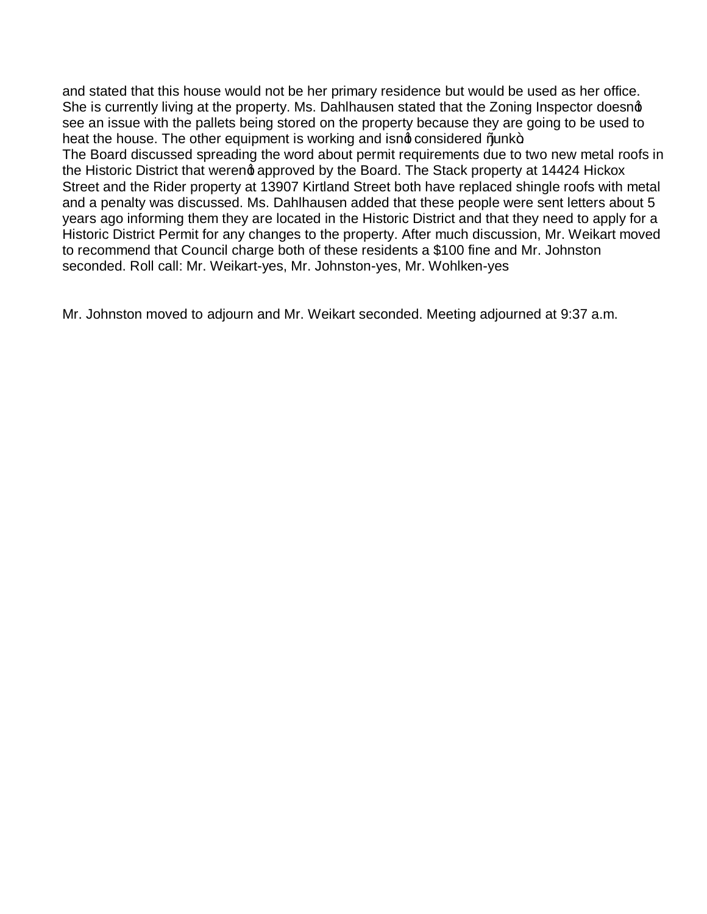and stated that this house would not be her primary residence but would be used as her office. She is currently living at the property. Ms. Dahlhausen stated that the Zoning Inspector doesn't see an issue with the pallets being stored on the property because they are going to be used to heat the house. The other equipment is working and isn't considered "junk".

The Board discussed spreading the word about permit requirements due to two new metal roofs in the Historic District that weren't approved by the Board. The Stack property at 14424 Hickox Street and the Rider property at 13907 Kirtland Street both have replaced shingle roofs with metal and a penalty was discussed. Ms. Dahlhausen added that these people were sent letters about 5 years ago informing them they are located in the Historic District and that they need to apply for a Historic District Permit for any changes to the property. After much discussion, Mr. Weikart moved to recommend that Council charge both of these residents a $100 fine and Mr. Johnston seconded. Roll call: Mr. Weikart-yes, Mr. Johnston-yes, Mr. Wohlken-yes

Mr. Johnston moved to adjourn and Mr. Weikart seconded. Meeting adjourned at 9:37 a.m.